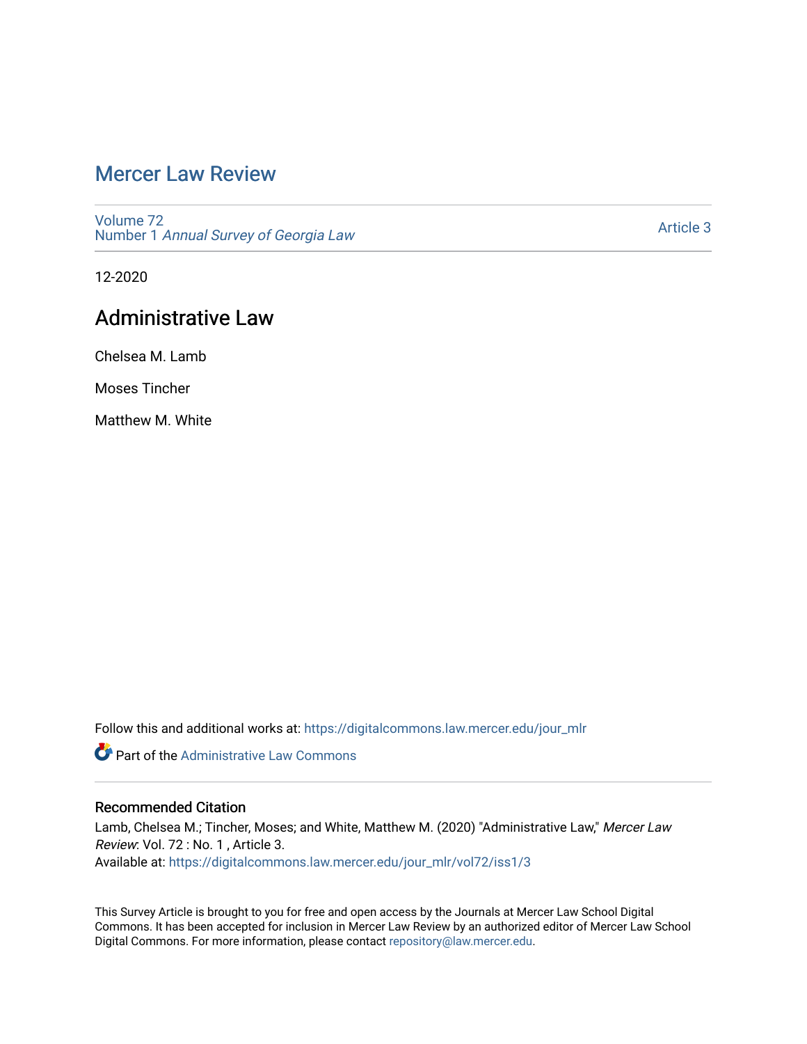# Mercer Law Review

Volume 72
Number 1 *Annual Survey of Georgia Law*

Article 3

12-2020

## Administrative Law

Chelsea M. Lamb

Moses Tincher

Matthew M. White

Follow this and additional works at: https://digitalcommons.law.mercer.edu/jour_mlr

Part of the Administrative Law Commons

### Recommended Citation

Lamb, Chelsea M.; Tincher, Moses; and White, Matthew M. (2020) "Administrative Law," *Mercer Law Review*: Vol. 72 : No. 1 , Article 3.
Available at: https://digitalcommons.law.mercer.edu/jour_mlr/vol72/iss1/3

This Survey Article is brought to you for free and open access by the Journals at Mercer Law School Digital Commons. It has been accepted for inclusion in Mercer Law Review by an authorized editor of Mercer Law School Digital Commons. For more information, please contact repository@law.mercer.edu.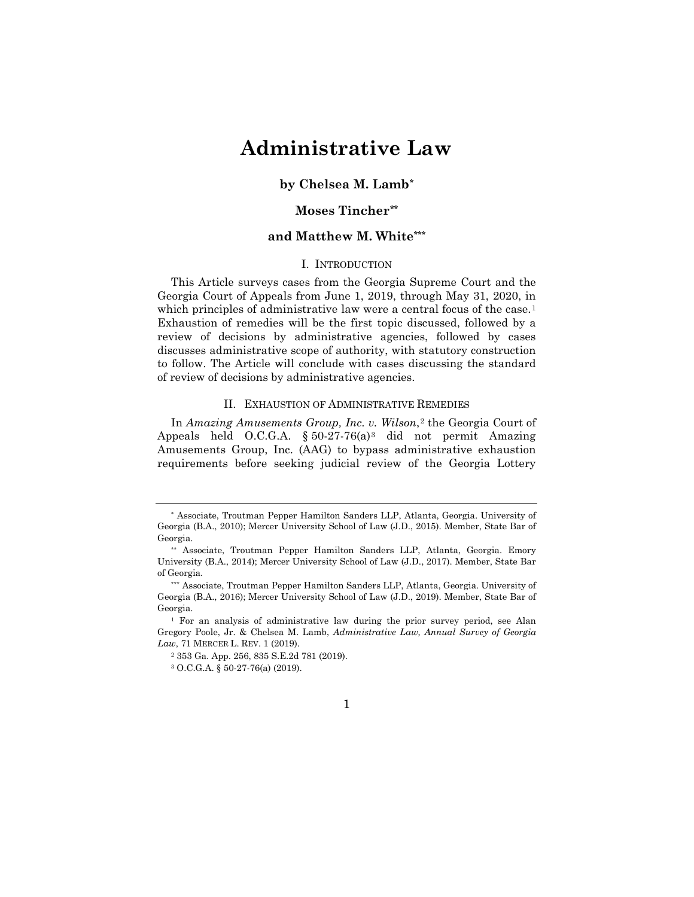# Administrative Law

**by Chelsea M. Lamb[*]**

**Moses Tincher[**]**

**and Matthew M. White[***]**

## I. INTRODUCTION

This Article surveys cases from the Georgia Supreme Court and the Georgia Court of Appeals from June 1, 2019, through May 31, 2020, in which principles of administrative law were a central focus of the case.[1] Exhaustion of remedies will be the first topic discussed, followed by a review of decisions by administrative agencies, followed by cases discusses administrative scope of authority, with statutory construction to follow. The Article will conclude with cases discussing the standard of review of decisions by administrative agencies.

## II. EXHAUSTION OF ADMINISTRATIVE REMEDIES

In *Amazing Amusements Group, Inc. v. Wilson*,[2] the Georgia Court of Appeals held O.C.G.A. § 50-27-76(a)[3] did not permit Amazing Amusements Group, Inc. (AAG) to bypass administrative exhaustion requirements before seeking judicial review of the Georgia Lottery

---

[*] Associate, Troutman Pepper Hamilton Sanders LLP, Atlanta, Georgia. University of Georgia (B.A., 2010); Mercer University School of Law (J.D., 2015). Member, State Bar of Georgia.

[**] Associate, Troutman Pepper Hamilton Sanders LLP, Atlanta, Georgia. Emory University (B.A., 2014); Mercer University School of Law (J.D., 2017). Member, State Bar of Georgia.

[***] Associate, Troutman Pepper Hamilton Sanders LLP, Atlanta, Georgia. University of Georgia (B.A., 2016); Mercer University School of Law (J.D., 2019). Member, State Bar of Georgia.

[1] For an analysis of administrative law during the prior survey period, see Alan Gregory Poole, Jr. & Chelsea M. Lamb, *Administrative Law, Annual Survey of Georgia Law*, 71 MERCER L. REV. 1 (2019).

[2] 353 Ga. App. 256, 835 S.E.2d 781 (2019).

[3] O.C.G.A. § 50-27-76(a) (2019).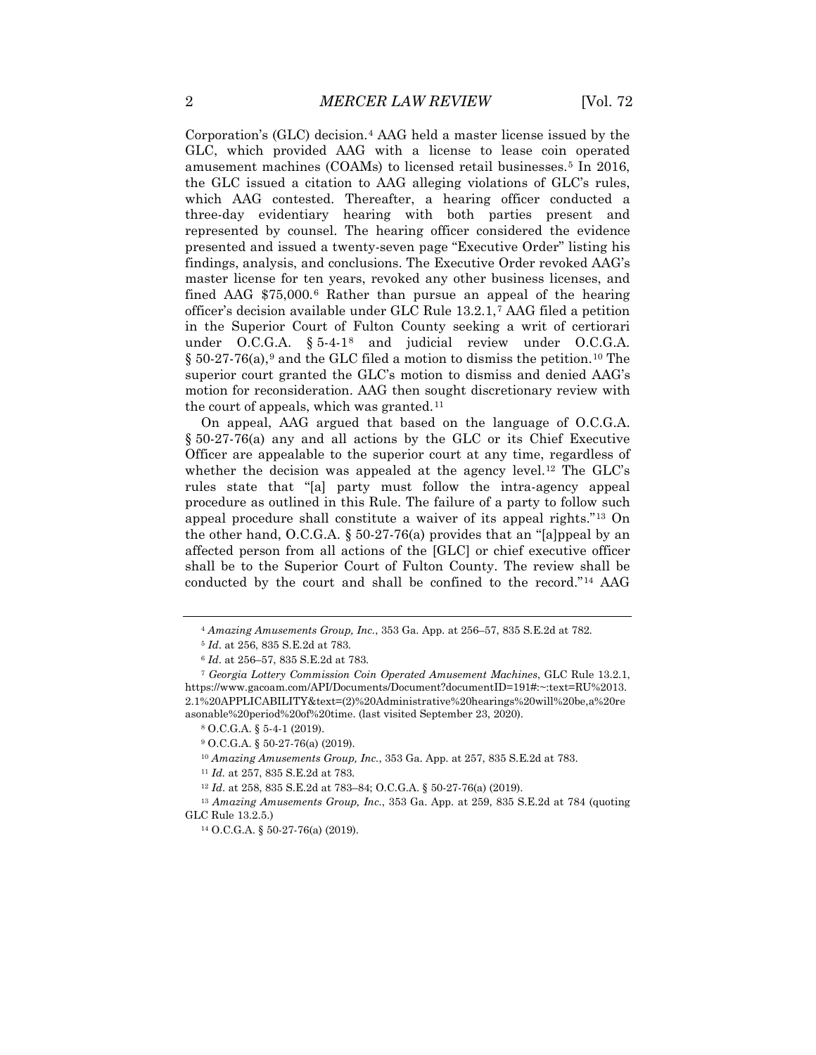Corporation's (GLC) decision.[4] AAG held a master license issued by the GLC, which provided AAG with a license to lease coin operated amusement machines (COAMs) to licensed retail businesses.[5] In 2016, the GLC issued a citation to AAG alleging violations of GLC's rules, which AAG contested. Thereafter, a hearing officer conducted a three-day evidentiary hearing with both parties present and represented by counsel. The hearing officer considered the evidence presented and issued a twenty-seven page "Executive Order" listing his findings, analysis, and conclusions. The Executive Order revoked AAG's master license for ten years, revoked any other business licenses, and fined AAG $75,000.[6] Rather than pursue an appeal of the hearing officer's decision available under GLC Rule 13.2.1,[7] AAG filed a petition in the Superior Court of Fulton County seeking a writ of certiorari under O.C.G.A. § 5-4-1[8] and judicial review under O.C.G.A. § 50-27-76(a),[9] and the GLC filed a motion to dismiss the petition.[10] The superior court granted the GLC's motion to dismiss and denied AAG's motion for reconsideration. AAG then sought discretionary review with the court of appeals, which was granted.[11]

On appeal, AAG argued that based on the language of O.C.G.A. § 50-27-76(a) any and all actions by the GLC or its Chief Executive Officer are appealable to the superior court at any time, regardless of whether the decision was appealed at the agency level.[12] The GLC's rules state that "[a] party must follow the intra-agency appeal procedure as outlined in this Rule. The failure of a party to follow such appeal procedure shall constitute a waiver of its appeal rights."[13] On the other hand, O.C.G.A. § 50-27-76(a) provides that an "[a]ppeal by an affected person from all actions of the [GLC] or chief executive officer shall be to the Superior Court of Fulton County. The review shall be conducted by the court and shall be confined to the record."[14] AAG

---

[4] *Amazing Amusements Group, Inc.*, 353 Ga. App. at 256–57, 835 S.E.2d at 782.

[5] *Id*. at 256, 835 S.E.2d at 783.

[6] *Id*. at 256–57, 835 S.E.2d at 783.

[7] *Georgia Lottery Commission Coin Operated Amusement Machines*, GLC Rule 13.2.1, https://www.gacoam.com/API/Documents/Document?documentID=191#:~:text=RU%2013.2.1%20APPLICABILITY&text=(2)%20Administrative%20hearings%20will%20be,a%20reasonable%20period%20of%20time. (last visited September 23, 2020).

[8] O.C.G.A. § 5-4-1 (2019).

[9] O.C.G.A. § 50-27-76(a) (2019).

[10] *Amazing Amusements Group, Inc.*, 353 Ga. App. at 257, 835 S.E.2d at 783.

[11] *Id.* at 257, 835 S.E.2d at 783.

[12] *Id*. at 258, 835 S.E.2d at 783–84; O.C.G.A. § 50-27-76(a) (2019).

[13] *Amazing Amusements Group, Inc.*, 353 Ga. App. at 259, 835 S.E.2d at 784 (quoting GLC Rule 13.2.5.)

[14] O.C.G.A. § 50-27-76(a) (2019).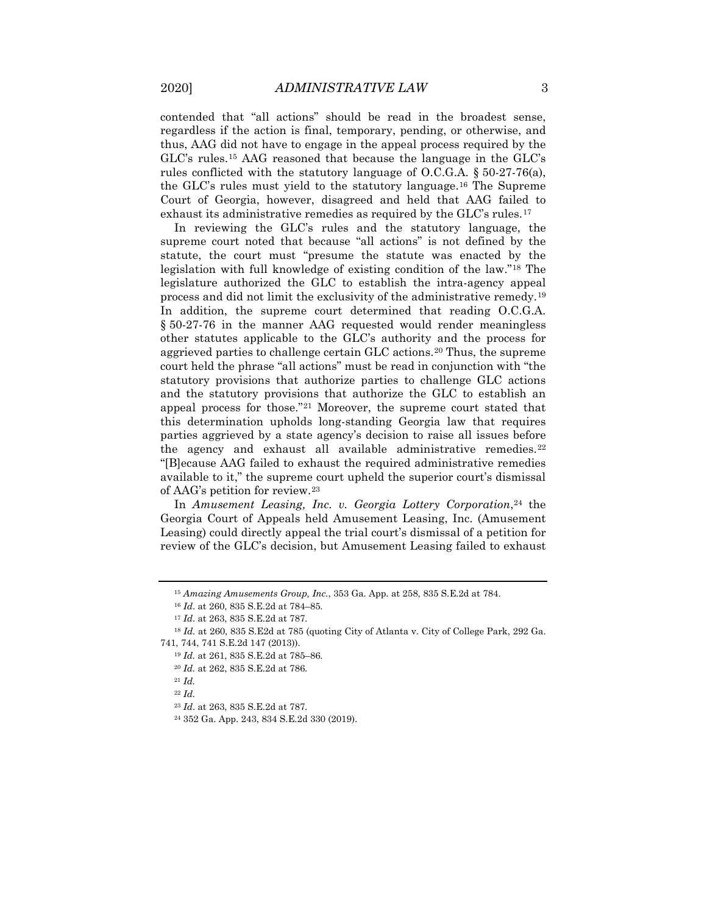contended that "all actions" should be read in the broadest sense, regardless if the action is final, temporary, pending, or otherwise, and thus, AAG did not have to engage in the appeal process required by the GLC's rules.[15] AAG reasoned that because the language in the GLC's rules conflicted with the statutory language of O.C.G.A. § 50-27-76(a), the GLC's rules must yield to the statutory language.[16] The Supreme Court of Georgia, however, disagreed and held that AAG failed to exhaust its administrative remedies as required by the GLC's rules.[17]

In reviewing the GLC's rules and the statutory language, the supreme court noted that because "all actions" is not defined by the statute, the court must "presume the statute was enacted by the legislation with full knowledge of existing condition of the law."[18] The legislature authorized the GLC to establish the intra-agency appeal process and did not limit the exclusivity of the administrative remedy.[19] In addition, the supreme court determined that reading O.C.G.A. § 50-27-76 in the manner AAG requested would render meaningless other statutes applicable to the GLC's authority and the process for aggrieved parties to challenge certain GLC actions.[20] Thus, the supreme court held the phrase "all actions" must be read in conjunction with "the statutory provisions that authorize parties to challenge GLC actions and the statutory provisions that authorize the GLC to establish an appeal process for those."[21] Moreover, the supreme court stated that this determination upholds long-standing Georgia law that requires parties aggrieved by a state agency's decision to raise all issues before the agency and exhaust all available administrative remedies.[22] "[B]ecause AAG failed to exhaust the required administrative remedies available to it," the supreme court upheld the superior court's dismissal of AAG's petition for review.[23]

In *Amusement Leasing, Inc. v. Georgia Lottery Corporation*,[24] the Georgia Court of Appeals held Amusement Leasing, Inc. (Amusement Leasing) could directly appeal the trial court's dismissal of a petition for review of the GLC's decision, but Amusement Leasing failed to exhaust

---

[15] *Amazing Amusements Group, Inc.*, 353 Ga. App. at 258, 835 S.E.2d at 784.

[16] *Id*. at 260, 835 S.E.2d at 784–85.

[17] *Id*. at 263, 835 S.E.2d at 787.

[18] *Id.* at 260, 835 S.E2d at 785 (quoting City of Atlanta v. City of College Park, 292 Ga. 741, 744, 741 S.E.2d 147 (2013)).

[19] *Id.* at 261, 835 S.E.2d at 785–86.

[20] *Id*. at 262, 835 S.E.2d at 786.

[21] *Id.*

[22] *Id.*

[23] *Id*. at 263, 835 S.E.2d at 787.

[24] 352 Ga. App. 243, 834 S.E.2d 330 (2019).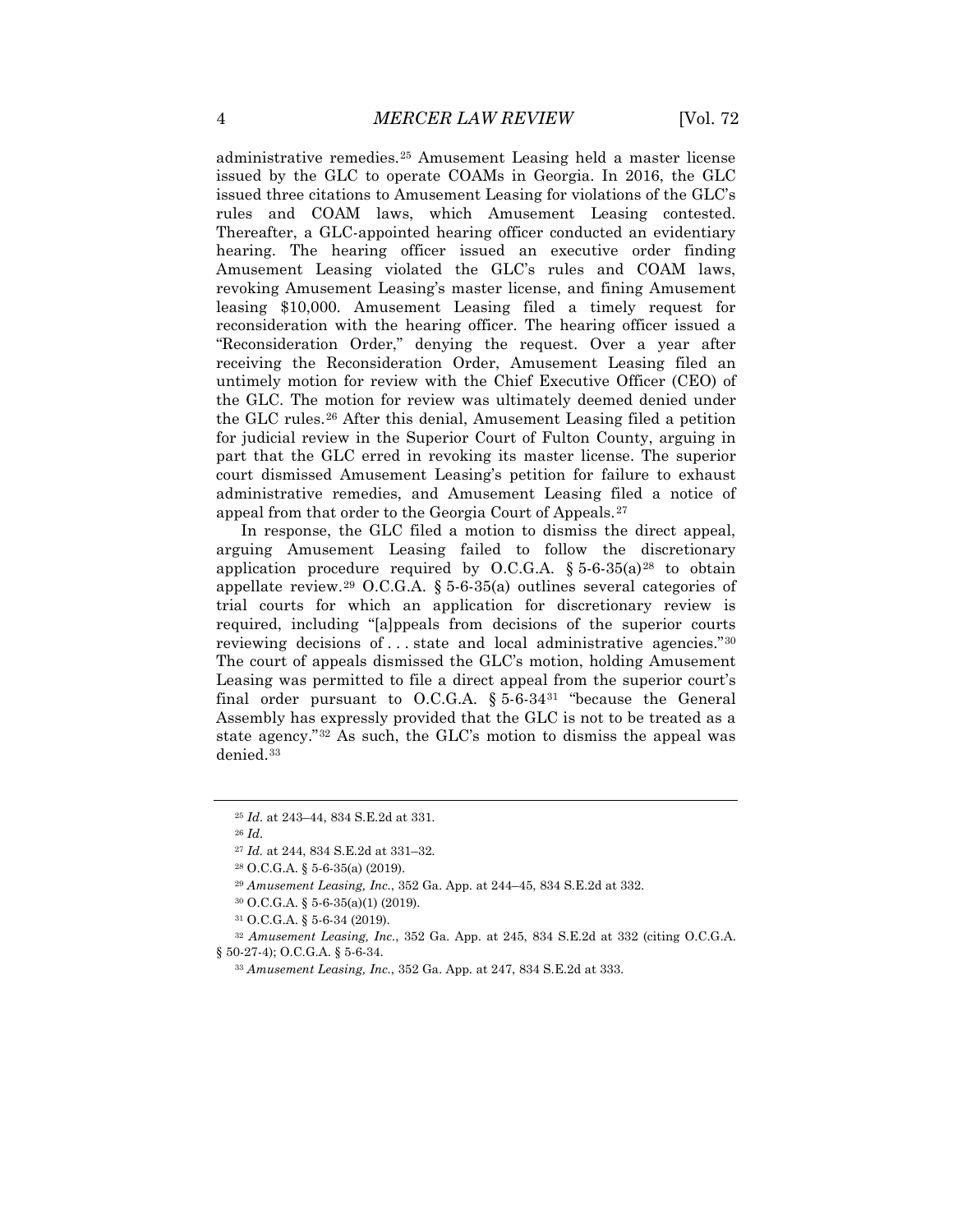administrative remedies.[25] Amusement Leasing held a master license issued by the GLC to operate COAMs in Georgia. In 2016, the GLC issued three citations to Amusement Leasing for violations of the GLC's rules and COAM laws, which Amusement Leasing contested. Thereafter, a GLC-appointed hearing officer conducted an evidentiary hearing. The hearing officer issued an executive order finding Amusement Leasing violated the GLC's rules and COAM laws, revoking Amusement Leasing's master license, and fining Amusement leasing $10,000. Amusement Leasing filed a timely request for reconsideration with the hearing officer. The hearing officer issued a "Reconsideration Order," denying the request. Over a year after receiving the Reconsideration Order, Amusement Leasing filed an untimely motion for review with the Chief Executive Officer (CEO) of the GLC. The motion for review was ultimately deemed denied under the GLC rules.[26] After this denial, Amusement Leasing filed a petition for judicial review in the Superior Court of Fulton County, arguing in part that the GLC erred in revoking its master license. The superior court dismissed Amusement Leasing's petition for failure to exhaust administrative remedies, and Amusement Leasing filed a notice of appeal from that order to the Georgia Court of Appeals.[27]

In response, the GLC filed a motion to dismiss the direct appeal, arguing Amusement Leasing failed to follow the discretionary application procedure required by O.C.G.A. § 5-6-35(a)[28] to obtain appellate review.[29] O.C.G.A. § 5-6-35(a) outlines several categories of trial courts for which an application for discretionary review is required, including "[a]ppeals from decisions of the superior courts reviewing decisions of . . . state and local administrative agencies."[30] The court of appeals dismissed the GLC's motion, holding Amusement Leasing was permitted to file a direct appeal from the superior court's final order pursuant to O.C.G.A. § 5-6-34[31] "because the General Assembly has expressly provided that the GLC is not to be treated as a state agency."[32] As such, the GLC's motion to dismiss the appeal was denied.[33]

---

[25] *Id*. at 243–44, 834 S.E.2d at 331.

[26] *Id*.

[27] *Id.* at 244, 834 S.E.2d at 331–32.

[28] O.C.G.A. § 5-6-35(a) (2019).

[29] *Amusement Leasing, Inc.*, 352 Ga. App. at 244–45, 834 S.E.2d at 332.

[30] O.C.G.A. § 5-6-35(a)(1) (2019).

[31] O.C.G.A. § 5-6-34 (2019).

[32] *Amusement Leasing, Inc.*, 352 Ga. App. at 245, 834 S.E.2d at 332 (citing O.C.G.A. § 50-27-4); O.C.G.A. § 5-6-34.

[33] *Amusement Leasing, Inc.*, 352 Ga. App. at 247, 834 S.E.2d at 333.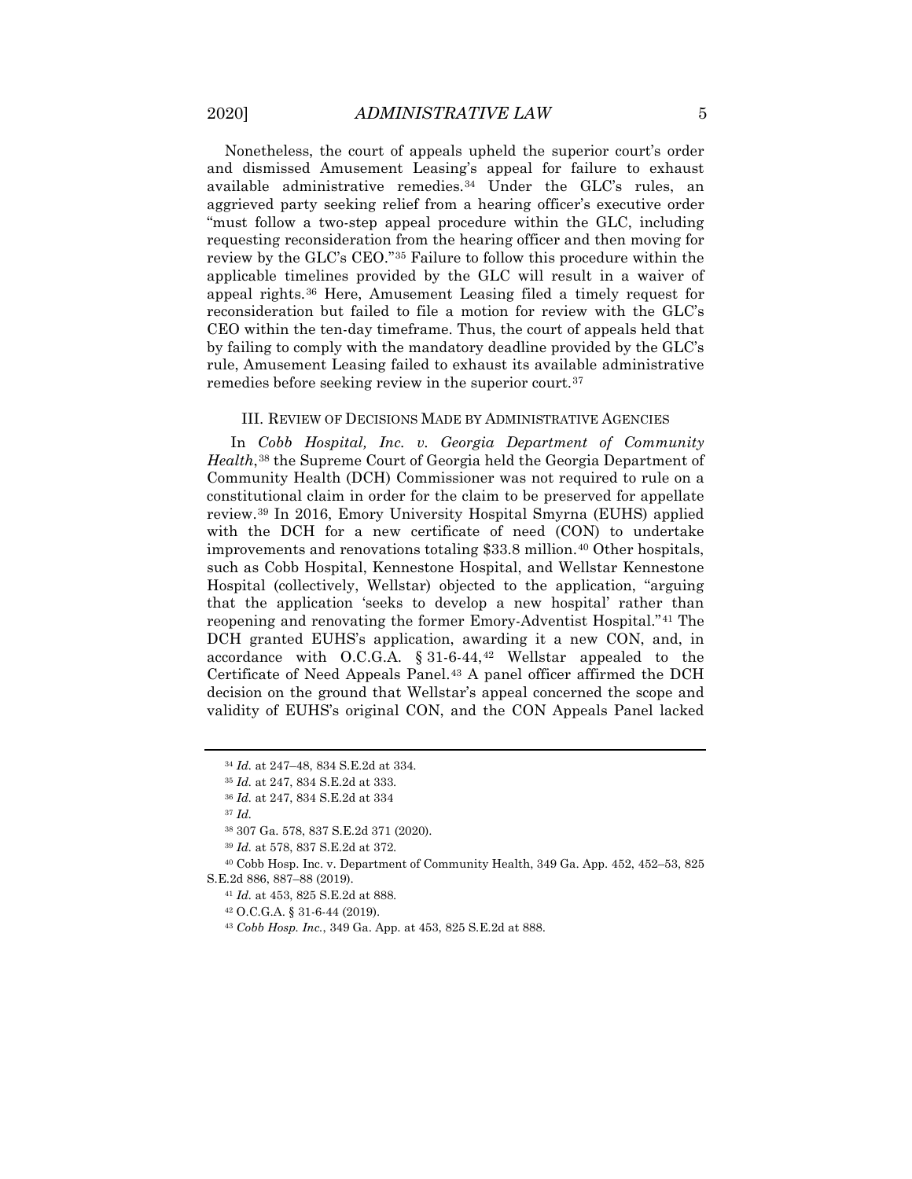Nonetheless, the court of appeals upheld the superior court's order and dismissed Amusement Leasing's appeal for failure to exhaust available administrative remedies.[34] Under the GLC's rules, an aggrieved party seeking relief from a hearing officer's executive order "must follow a two-step appeal procedure within the GLC, including requesting reconsideration from the hearing officer and then moving for review by the GLC's CEO."[35] Failure to follow this procedure within the applicable timelines provided by the GLC will result in a waiver of appeal rights.[36] Here, Amusement Leasing filed a timely request for reconsideration but failed to file a motion for review with the GLC's CEO within the ten-day timeframe. Thus, the court of appeals held that by failing to comply with the mandatory deadline provided by the GLC's rule, Amusement Leasing failed to exhaust its available administrative remedies before seeking review in the superior court.[37]

## III. Review of Decisions Made by Administrative Agencies

In *Cobb Hospital, Inc. v. Georgia Department of Community Health*,[38] the Supreme Court of Georgia held the Georgia Department of Community Health (DCH) Commissioner was not required to rule on a constitutional claim in order for the claim to be preserved for appellate review.[39] In 2016, Emory University Hospital Smyrna (EUHS) applied with the DCH for a new certificate of need (CON) to undertake improvements and renovations totaling $33.8 million.[40] Other hospitals, such as Cobb Hospital, Kennestone Hospital, and Wellstar Kennestone Hospital (collectively, Wellstar) objected to the application, "arguing that the application 'seeks to develop a new hospital' rather than reopening and renovating the former Emory-Adventist Hospital."[41] The DCH granted EUHS's application, awarding it a new CON, and, in accordance with O.C.G.A. § 31-6-44,[42] Wellstar appealed to the Certificate of Need Appeals Panel.[43] A panel officer affirmed the DCH decision on the ground that Wellstar's appeal concerned the scope and validity of EUHS's original CON, and the CON Appeals Panel lacked

---

[34] *Id.* at 247–48, 834 S.E.2d at 334.

[35] *Id.* at 247, 834 S.E.2d at 333.

[36] *Id.* at 247, 834 S.E.2d at 334

[37] *Id.*

[38] 307 Ga. 578, 837 S.E.2d 371 (2020).

[39] *Id.* at 578, 837 S.E.2d at 372.

[40] Cobb Hosp. Inc. v. Department of Community Health, 349 Ga. App. 452, 452–53, 825 S.E.2d 886, 887–88 (2019).

[41] *Id.* at 453, 825 S.E.2d at 888.

[42] O.C.G.A. § 31-6-44 (2019).

[43] *Cobb Hosp. Inc.*, 349 Ga. App. at 453, 825 S.E.2d at 888.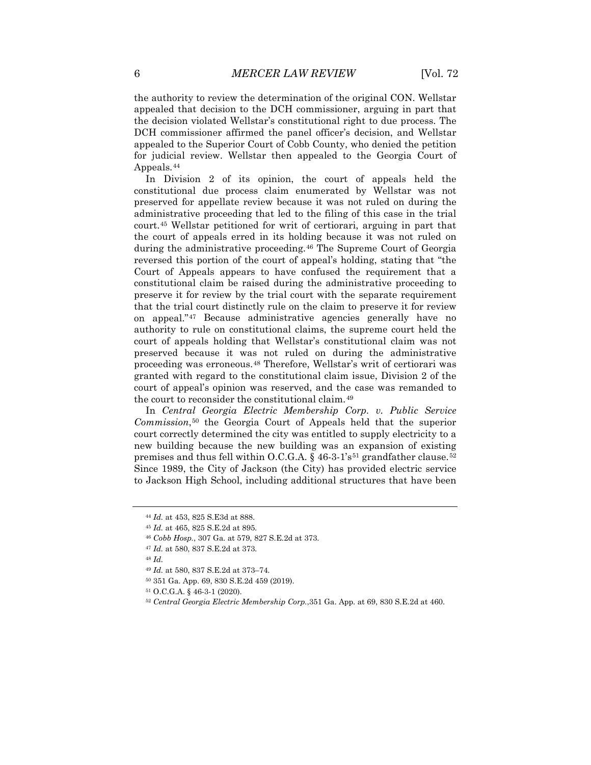the authority to review the determination of the original CON. Wellstar appealed that decision to the DCH commissioner, arguing in part that the decision violated Wellstar's constitutional right to due process. The DCH commissioner affirmed the panel officer's decision, and Wellstar appealed to the Superior Court of Cobb County, who denied the petition for judicial review. Wellstar then appealed to the Georgia Court of Appeals.[44]

In Division 2 of its opinion, the court of appeals held the constitutional due process claim enumerated by Wellstar was not preserved for appellate review because it was not ruled on during the administrative proceeding that led to the filing of this case in the trial court.[45] Wellstar petitioned for writ of certiorari, arguing in part that the court of appeals erred in its holding because it was not ruled on during the administrative proceeding.[46] The Supreme Court of Georgia reversed this portion of the court of appeal's holding, stating that "the Court of Appeals appears to have confused the requirement that a constitutional claim be raised during the administrative proceeding to preserve it for review by the trial court with the separate requirement that the trial court distinctly rule on the claim to preserve it for review on appeal."[47] Because administrative agencies generally have no authority to rule on constitutional claims, the supreme court held the court of appeals holding that Wellstar's constitutional claim was not preserved because it was not ruled on during the administrative proceeding was erroneous.[48] Therefore, Wellstar's writ of certiorari was granted with regard to the constitutional claim issue, Division 2 of the court of appeal's opinion was reserved, and the case was remanded to the court to reconsider the constitutional claim.[49]

In *Central Georgia Electric Membership Corp. v. Public Service Commission*,[50] the Georgia Court of Appeals held that the superior court correctly determined the city was entitled to supply electricity to a new building because the new building was an expansion of existing premises and thus fell within O.C.G.A. § 46-3-1's[51] grandfather clause.[52] Since 1989, the City of Jackson (the City) has provided electric service to Jackson High School, including additional structures that have been

---

[44] *Id.* at 453, 825 S.E3d at 888.

[45] *Id.* at 465, 825 S.E.2d at 895.

[46] *Cobb Hosp.*, 307 Ga. at 579, 827 S.E.2d at 373.

[47] *Id.* at 580, 837 S.E.2d at 373.

[48] *Id.*

[49] *Id.* at 580, 837 S.E.2d at 373–74.

[50] 351 Ga. App. 69, 830 S.E.2d 459 (2019).

[51] O.C.G.A. § 46-3-1 (2020).

[52] *Central Georgia Electric Membership Corp.*,351 Ga. App. at 69, 830 S.E.2d at 460.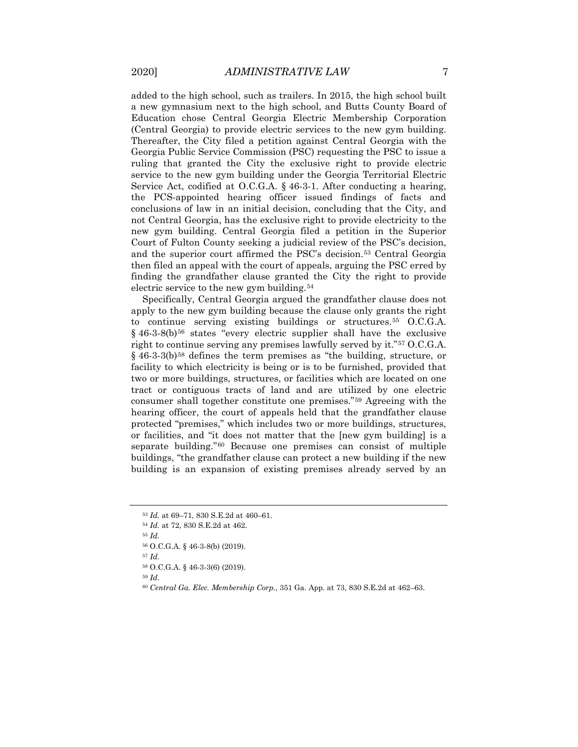added to the high school, such as trailers. In 2015, the high school built a new gymnasium next to the high school, and Butts County Board of Education chose Central Georgia Electric Membership Corporation (Central Georgia) to provide electric services to the new gym building. Thereafter, the City filed a petition against Central Georgia with the Georgia Public Service Commission (PSC) requesting the PSC to issue a ruling that granted the City the exclusive right to provide electric service to the new gym building under the Georgia Territorial Electric Service Act, codified at O.C.G.A. § 46-3-1. After conducting a hearing, the PCS-appointed hearing officer issued findings of facts and conclusions of law in an initial decision, concluding that the City, and not Central Georgia, has the exclusive right to provide electricity to the new gym building. Central Georgia filed a petition in the Superior Court of Fulton County seeking a judicial review of the PSC's decision, and the superior court affirmed the PSC's decision.[53] Central Georgia then filed an appeal with the court of appeals, arguing the PSC erred by finding the grandfather clause granted the City the right to provide electric service to the new gym building.[54]

Specifically, Central Georgia argued the grandfather clause does not apply to the new gym building because the clause only grants the right to continue serving existing buildings or structures.[55] O.C.G.A. § 46-3-8(b)[56] states "every electric supplier shall have the exclusive right to continue serving any premises lawfully served by it."[57] O.C.G.A. § 46-3-3(b)[58] defines the term premises as "the building, structure, or facility to which electricity is being or is to be furnished, provided that two or more buildings, structures, or facilities which are located on one tract or contiguous tracts of land and are utilized by one electric consumer shall together constitute one premises."[59] Agreeing with the hearing officer, the court of appeals held that the grandfather clause protected "premises," which includes two or more buildings, structures, or facilities, and "it does not matter that the [new gym building] is a separate building."[60] Because one premises can consist of multiple buildings, "the grandfather clause can protect a new building if the new building is an expansion of existing premises already served by an

---

[53] *Id.* at 69–71, 830 S.E.2d at 460–61.

[54] *Id.* at 72, 830 S.E.2d at 462.

[55] *Id.*

[56] O.C.G.A. § 46-3-8(b) (2019).

[57] *Id.*

[58] O.C.G.A. § 46-3-3(6) (2019).

[59] *Id.*

[60] *Central Ga. Elec. Membership Corp.*, 351 Ga. App. at 73, 830 S.E.2d at 462–63.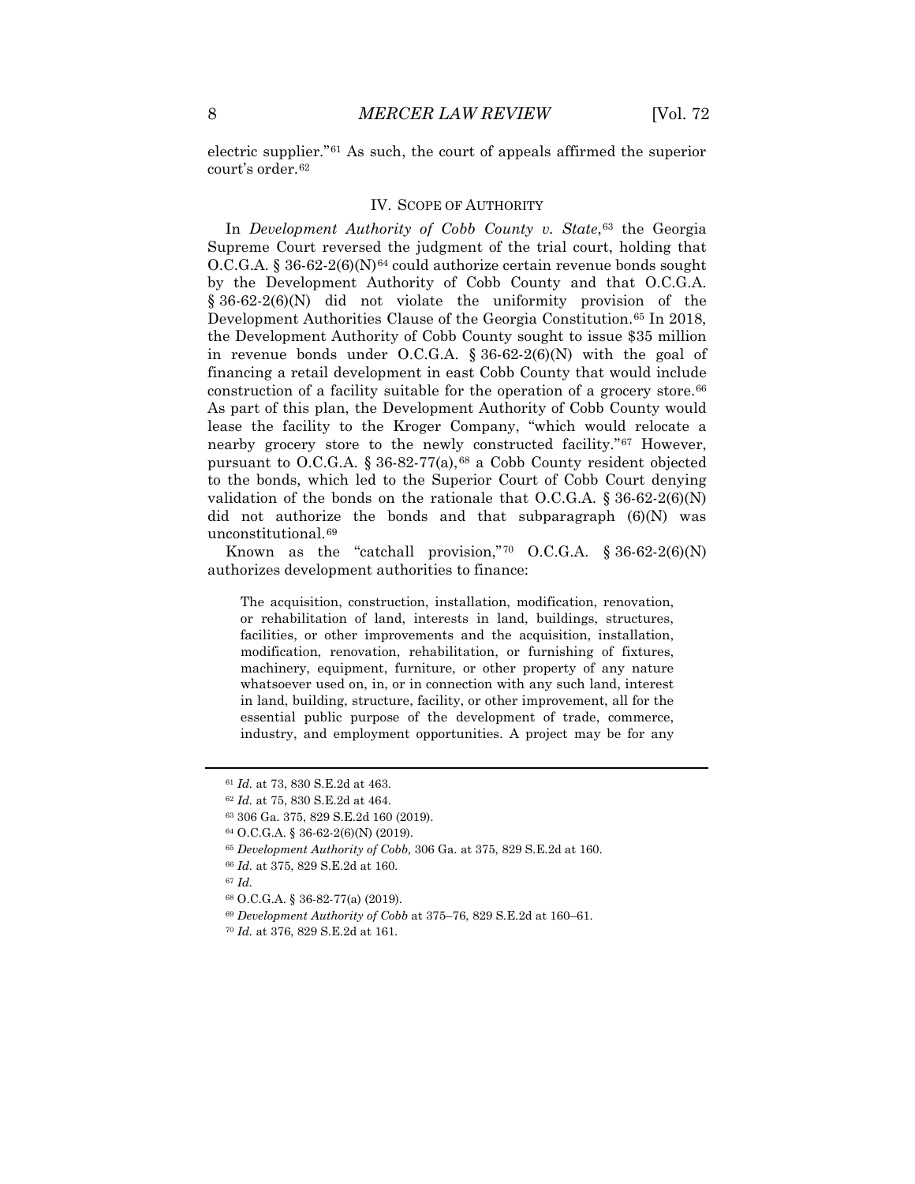electric supplier."[61] As such, the court of appeals affirmed the superior court's order.[62]

## IV. SCOPE OF AUTHORITY

In *Development Authority of Cobb County v. State*,[63] the Georgia Supreme Court reversed the judgment of the trial court, holding that O.C.G.A. § 36-62-2(6)(N)[64] could authorize certain revenue bonds sought by the Development Authority of Cobb County and that O.C.G.A. § 36-62-2(6)(N) did not violate the uniformity provision of the Development Authorities Clause of the Georgia Constitution.[65] In 2018, the Development Authority of Cobb County sought to issue $35 million in revenue bonds under O.C.G.A. § 36-62-2(6)(N) with the goal of financing a retail development in east Cobb County that would include construction of a facility suitable for the operation of a grocery store.[66] As part of this plan, the Development Authority of Cobb County would lease the facility to the Kroger Company, "which would relocate a nearby grocery store to the newly constructed facility."[67] However, pursuant to O.C.G.A. § 36-82-77(a),[68] a Cobb County resident objected to the bonds, which led to the Superior Court of Cobb Court denying validation of the bonds on the rationale that O.C.G.A. § 36-62-2(6)(N) did not authorize the bonds and that subparagraph (6)(N) was unconstitutional.[69]

Known as the "catchall provision,"[70] O.C.G.A. § 36-62-2(6)(N) authorizes development authorities to finance:

> The acquisition, construction, installation, modification, renovation, or rehabilitation of land, interests in land, buildings, structures, facilities, or other improvements and the acquisition, installation, modification, renovation, rehabilitation, or furnishing of fixtures, machinery, equipment, furniture, or other property of any nature whatsoever used on, in, or in connection with any such land, interest in land, building, structure, facility, or other improvement, all for the essential public purpose of the development of trade, commerce, industry, and employment opportunities. A project may be for any

---

[61] *Id.* at 73, 830 S.E.2d at 463.

[62] *Id.* at 75, 830 S.E.2d at 464.

[63] 306 Ga. 375, 829 S.E.2d 160 (2019).

[64] O.C.G.A. § 36-62-2(6)(N) (2019).

[65] *Development Authority of Cobb,* 306 Ga. at 375, 829 S.E.2d at 160.

[66] *Id.* at 375, 829 S.E.2d at 160.

[67] *Id.*

[68] O.C.G.A. § 36-82-77(a) (2019).

[69] *Development Authority of Cobb* at 375–76, 829 S.E.2d at 160–61.

[70] *Id.* at 376, 829 S.E.2d at 161.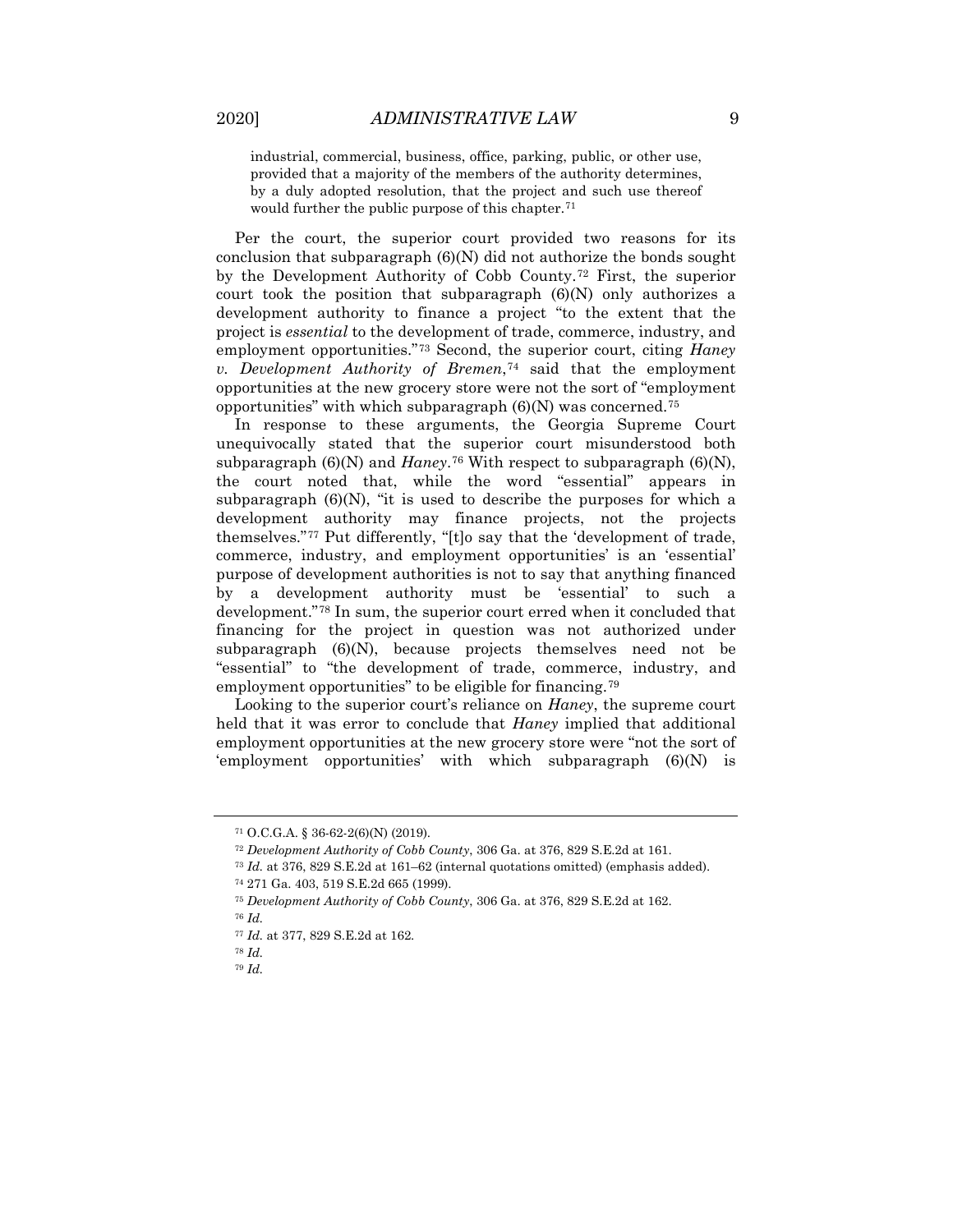> industrial, commercial, business, office, parking, public, or other use, provided that a majority of the members of the authority determines, by a duly adopted resolution, that the project and such use thereof would further the public purpose of this chapter.[71]

Per the court, the superior court provided two reasons for its conclusion that subparagraph (6)(N) did not authorize the bonds sought by the Development Authority of Cobb County.[72] First, the superior court took the position that subparagraph (6)(N) only authorizes a development authority to finance a project "to the extent that the project is *essential* to the development of trade, commerce, industry, and employment opportunities."[73] Second, the superior court, citing *Haney v. Development Authority of Bremen*,[74] said that the employment opportunities at the new grocery store were not the sort of "employment opportunities" with which subparagraph (6)(N) was concerned.[75]

In response to these arguments, the Georgia Supreme Court unequivocally stated that the superior court misunderstood both subparagraph (6)(N) and *Haney*.[76] With respect to subparagraph (6)(N), the court noted that, while the word "essential" appears in subparagraph (6)(N), "it is used to describe the purposes for which a development authority may finance projects, not the projects themselves."[77] Put differently, "[t]o say that the 'development of trade, commerce, industry, and employment opportunities' is an 'essential' purpose of development authorities is not to say that anything financed by a development authority must be 'essential' to such a development."[78] In sum, the superior court erred when it concluded that financing for the project in question was not authorized under subparagraph (6)(N), because projects themselves need not be "essential" to "the development of trade, commerce, industry, and employment opportunities" to be eligible for financing.[79]

Looking to the superior court's reliance on *Haney*, the supreme court held that it was error to conclude that *Haney* implied that additional employment opportunities at the new grocery store were "not the sort of 'employment opportunities' with which subparagraph (6)(N) is

---

[71] O.C.G.A. § 36-62-2(6)(N) (2019).

[72] *Development Authority of Cobb County*, 306 Ga. at 376, 829 S.E.2d at 161.

[73] *Id.* at 376, 829 S.E.2d at 161–62 (internal quotations omitted) (emphasis added).

[74] 271 Ga. 403, 519 S.E.2d 665 (1999).

[75] *Development Authority of Cobb County*, 306 Ga. at 376, 829 S.E.2d at 162.

[76] *Id.*

[77] *Id.* at 377, 829 S.E.2d at 162.

[78] *Id.*

[79] *Id.*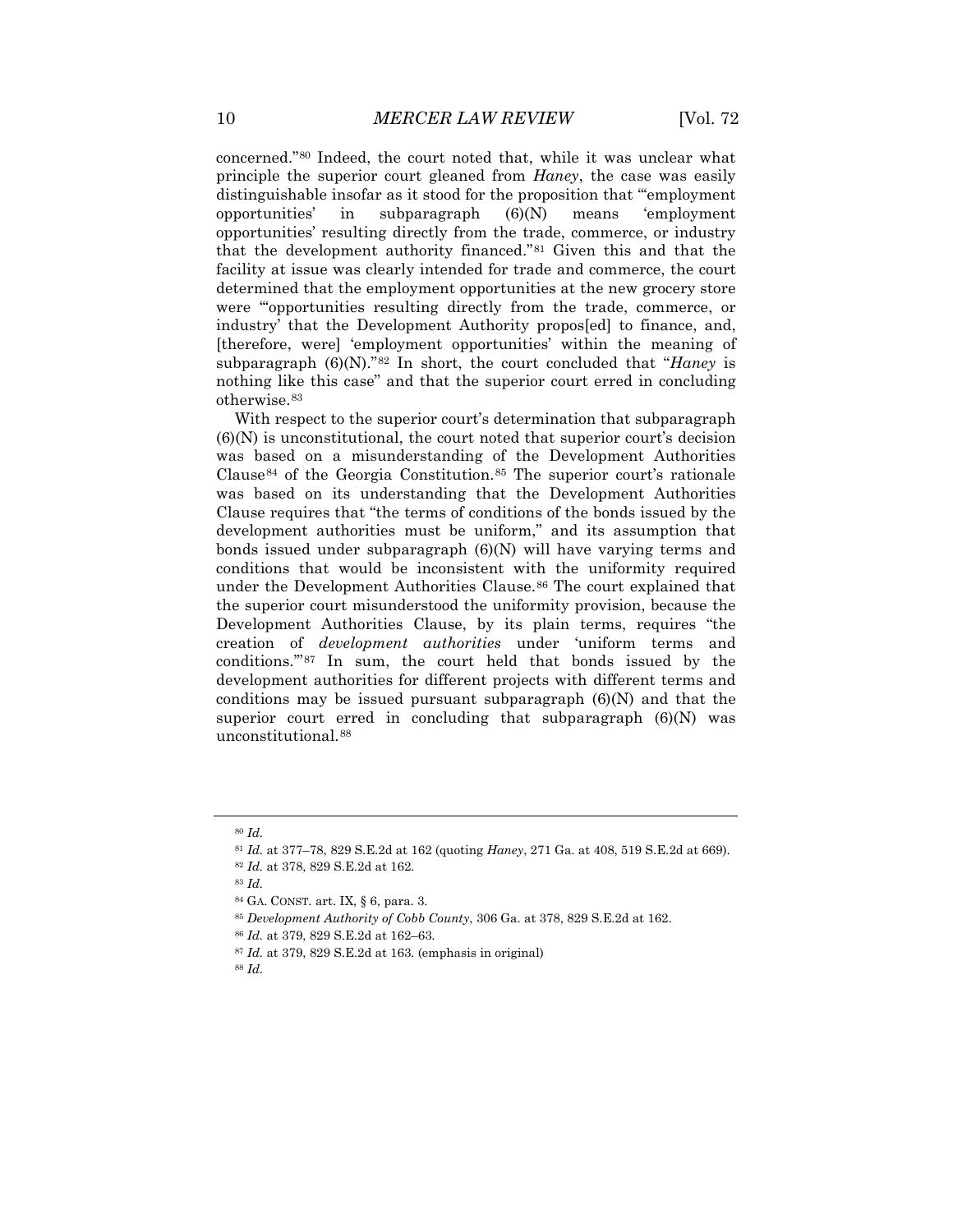concerned."[80] Indeed, the court noted that, while it was unclear what principle the superior court gleaned from *Haney*, the case was easily distinguishable insofar as it stood for the proposition that "'employment opportunities' in subparagraph (6)(N) means 'employment opportunities' resulting directly from the trade, commerce, or industry that the development authority financed."[81] Given this and that the facility at issue was clearly intended for trade and commerce, the court determined that the employment opportunities at the new grocery store were "'opportunities resulting directly from the trade, commerce, or industry' that the Development Authority propos[ed] to finance, and, [therefore, were] 'employment opportunities' within the meaning of subparagraph (6)(N)."[82] In short, the court concluded that "*Haney* is nothing like this case" and that the superior court erred in concluding otherwise.[83]

With respect to the superior court's determination that subparagraph (6)(N) is unconstitutional, the court noted that superior court's decision was based on a misunderstanding of the Development Authorities Clause[84] of the Georgia Constitution.[85] The superior court's rationale was based on its understanding that the Development Authorities Clause requires that "the terms of conditions of the bonds issued by the development authorities must be uniform," and its assumption that bonds issued under subparagraph (6)(N) will have varying terms and conditions that would be inconsistent with the uniformity required under the Development Authorities Clause.[86] The court explained that the superior court misunderstood the uniformity provision, because the Development Authorities Clause, by its plain terms, requires "the creation of *development authorities* under 'uniform terms and conditions.'"[87] In sum, the court held that bonds issued by the development authorities for different projects with different terms and conditions may be issued pursuant subparagraph (6)(N) and that the superior court erred in concluding that subparagraph (6)(N) was unconstitutional.[88]

---

[80] *Id.*

[81] *Id.* at 377–78, 829 S.E.2d at 162 (quoting *Haney*, 271 Ga. at 408, 519 S.E.2d at 669).

[82] *Id.* at 378, 829 S.E.2d at 162.

[83] *Id.*

[84] GA. CONST. art. IX, § 6, para. 3.

[85] *Development Authority of Cobb County*, 306 Ga. at 378, 829 S.E.2d at 162.

[86] *Id.* at 379, 829 S.E.2d at 162–63.

[87] *Id.* at 379, 829 S.E.2d at 163. (emphasis in original)

[88] *Id.*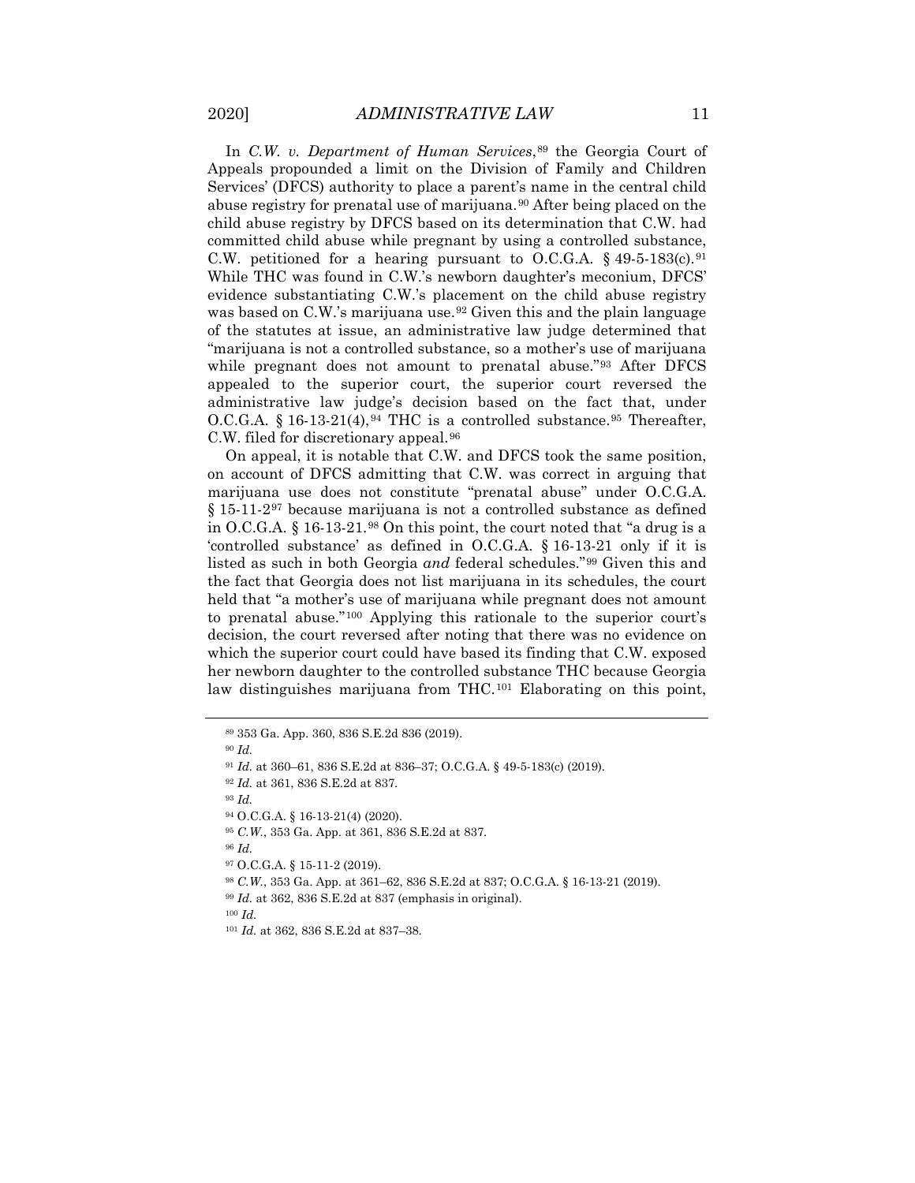In *C.W. v. Department of Human Services*,[89] the Georgia Court of Appeals propounded a limit on the Division of Family and Children Services' (DFCS) authority to place a parent's name in the central child abuse registry for prenatal use of marijuana.[90] After being placed on the child abuse registry by DFCS based on its determination that C.W. had committed child abuse while pregnant by using a controlled substance, C.W. petitioned for a hearing pursuant to O.C.G.A. § 49-5-183(c).[91] While THC was found in C.W.'s newborn daughter's meconium, DFCS' evidence substantiating C.W.'s placement on the child abuse registry was based on C.W.'s marijuana use.[92] Given this and the plain language of the statutes at issue, an administrative law judge determined that "marijuana is not a controlled substance, so a mother's use of marijuana while pregnant does not amount to prenatal abuse."[93] After DFCS appealed to the superior court, the superior court reversed the administrative law judge's decision based on the fact that, under O.C.G.A. § 16-13-21(4),[94] THC is a controlled substance.[95] Thereafter, C.W. filed for discretionary appeal.[96]

On appeal, it is notable that C.W. and DFCS took the same position, on account of DFCS admitting that C.W. was correct in arguing that marijuana use does not constitute "prenatal abuse" under O.C.G.A. § 15-11-2[97] because marijuana is not a controlled substance as defined in O.C.G.A. § 16-13-21.[98] On this point, the court noted that "a drug is a 'controlled substance' as defined in O.C.G.A. § 16-13-21 only if it is listed as such in both Georgia *and* federal schedules."[99] Given this and the fact that Georgia does not list marijuana in its schedules, the court held that "a mother's use of marijuana while pregnant does not amount to prenatal abuse."[100] Applying this rationale to the superior court's decision, the court reversed after noting that there was no evidence on which the superior court could have based its finding that C.W. exposed her newborn daughter to the controlled substance THC because Georgia law distinguishes marijuana from THC.[101] Elaborating on this point,

---

[89] 353 Ga. App. 360, 836 S.E.2d 836 (2019).

[90] *Id.*

[91] *Id.* at 360–61, 836 S.E.2d at 836–37; O.C.G.A. § 49-5-183(c) (2019).

[92] *Id.* at 361, 836 S.E.2d at 837.

[93] *Id.*

[94] O.C.G.A. § 16-13-21(4) (2020).

[95] *C.W.*, 353 Ga. App. at 361, 836 S.E.2d at 837.

[96] *Id.*

[97] O.C.G.A. § 15-11-2 (2019).

[98] *C.W.*, 353 Ga. App. at 361–62, 836 S.E.2d at 837; O.C.G.A. § 16-13-21 (2019).

[99] *Id.* at 362, 836 S.E.2d at 837 (emphasis in original).

[100] *Id.*

[101] *Id.* at 362, 836 S.E.2d at 837–38.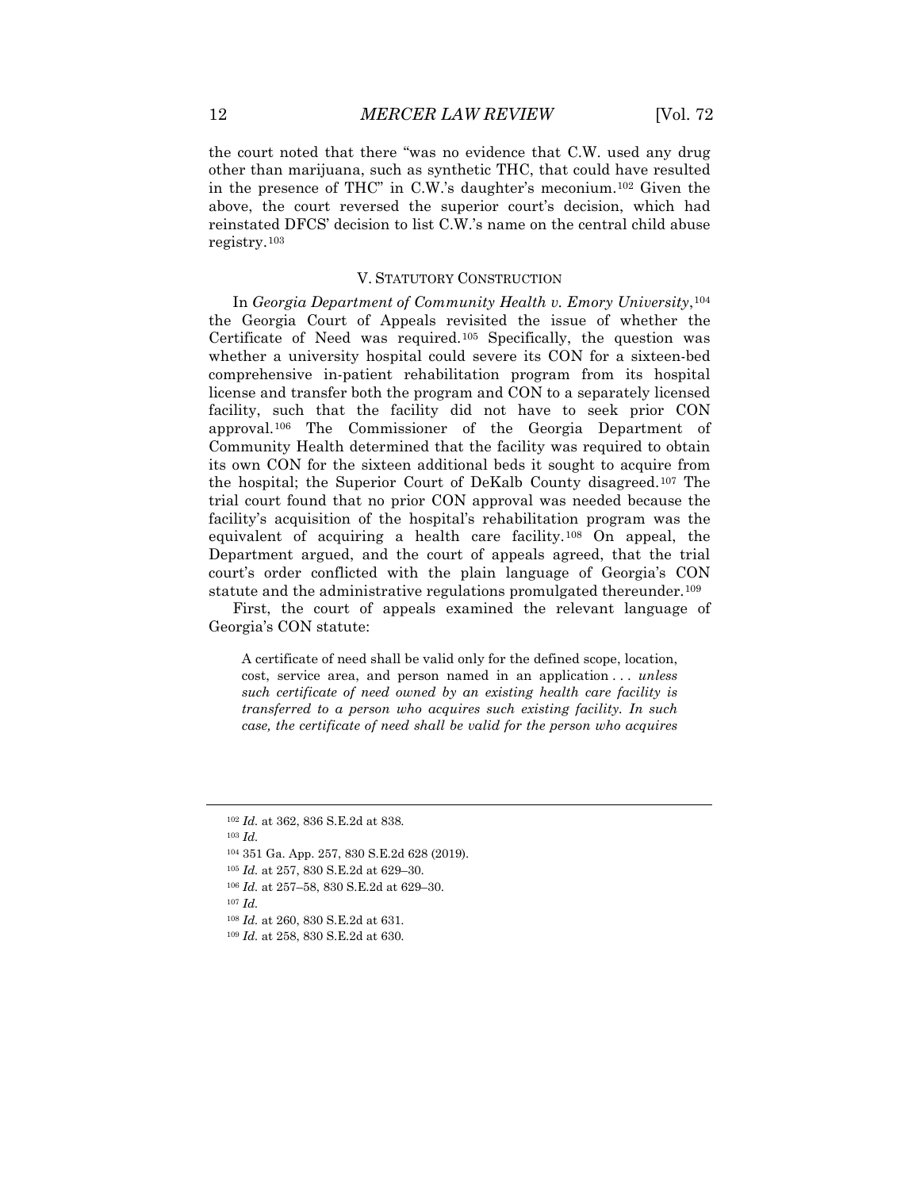the court noted that there "was no evidence that C.W. used any drug other than marijuana, such as synthetic THC, that could have resulted in the presence of THC" in C.W.'s daughter's meconium.[102] Given the above, the court reversed the superior court's decision, which had reinstated DFCS' decision to list C.W.'s name on the central child abuse registry.[103]

## V. STATUTORY CONSTRUCTION

In *Georgia Department of Community Health v. Emory University*,[104] the Georgia Court of Appeals revisited the issue of whether the Certificate of Need was required.[105] Specifically, the question was whether a university hospital could severe its CON for a sixteen-bed comprehensive in-patient rehabilitation program from its hospital license and transfer both the program and CON to a separately licensed facility, such that the facility did not have to seek prior CON approval.[106] The Commissioner of the Georgia Department of Community Health determined that the facility was required to obtain its own CON for the sixteen additional beds it sought to acquire from the hospital; the Superior Court of DeKalb County disagreed.[107] The trial court found that no prior CON approval was needed because the facility's acquisition of the hospital's rehabilitation program was the equivalent of acquiring a health care facility.[108] On appeal, the Department argued, and the court of appeals agreed, that the trial court's order conflicted with the plain language of Georgia's CON statute and the administrative regulations promulgated thereunder.[109]

First, the court of appeals examined the relevant language of Georgia's CON statute:

> A certificate of need shall be valid only for the defined scope, location, cost, service area, and person named in an application . . . *unless such certificate of need owned by an existing health care facility is transferred to a person who acquires such existing facility. In such case, the certificate of need shall be valid for the person who acquires*

---

[102] *Id.* at 362, 836 S.E.2d at 838.

[103] *Id.*

[104] 351 Ga. App. 257, 830 S.E.2d 628 (2019).

[105] *Id.* at 257, 830 S.E.2d at 629–30.

[106] *Id.* at 257–58, 830 S.E.2d at 629–30.

[107] *Id.*

[108] *Id.* at 260, 830 S.E.2d at 631.

[109] *Id.* at 258, 830 S.E.2d at 630.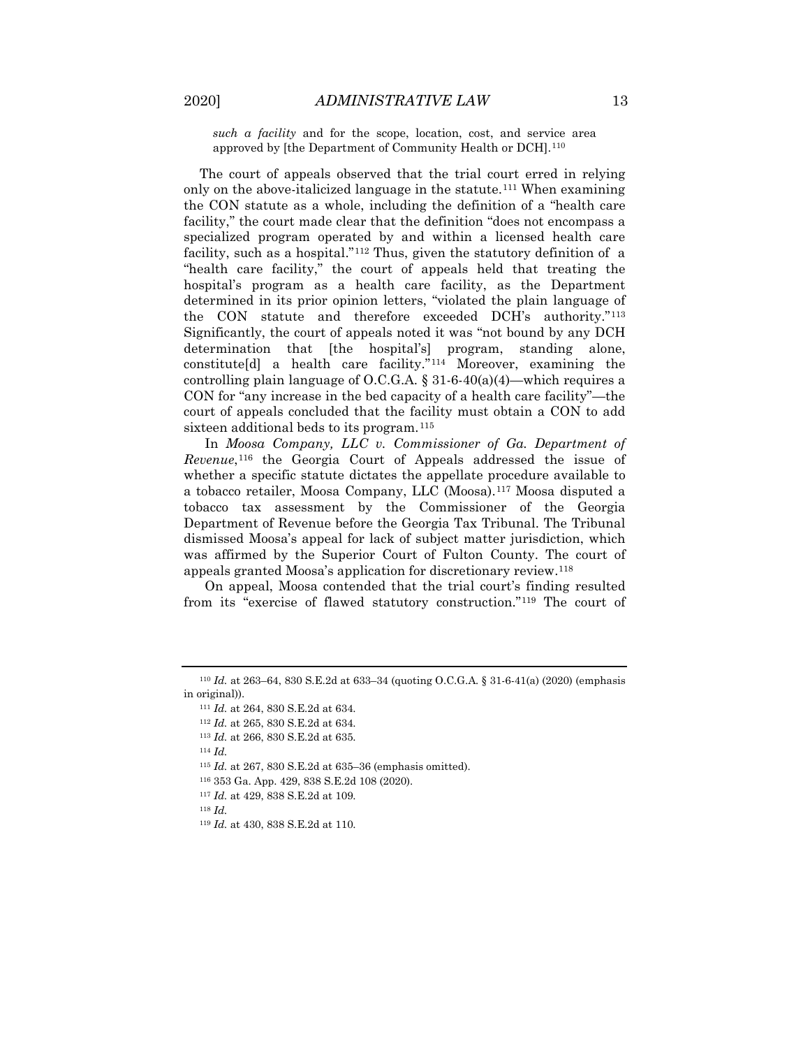*such a facility* and for the scope, location, cost, and service area approved by [the Department of Community Health or DCH].[110]

The court of appeals observed that the trial court erred in relying only on the above-italicized language in the statute.[111] When examining the CON statute as a whole, including the definition of a "health care facility," the court made clear that the definition "does not encompass a specialized program operated by and within a licensed health care facility, such as a hospital."[112] Thus, given the statutory definition of a "health care facility," the court of appeals held that treating the hospital's program as a health care facility, as the Department determined in its prior opinion letters, "violated the plain language of the CON statute and therefore exceeded DCH's authority."[113] Significantly, the court of appeals noted it was "not bound by any DCH determination that [the hospital's] program, standing alone, constitute[d] a health care facility."[114] Moreover, examining the controlling plain language of O.C.G.A. § 31-6-40(a)(4)—which requires a CON for "any increase in the bed capacity of a health care facility"—the court of appeals concluded that the facility must obtain a CON to add sixteen additional beds to its program.[115]

In *Moosa Company, LLC v. Commissioner of Ga. Department of Revenue*,[116] the Georgia Court of Appeals addressed the issue of whether a specific statute dictates the appellate procedure available to a tobacco retailer, Moosa Company, LLC (Moosa).[117] Moosa disputed a tobacco tax assessment by the Commissioner of the Georgia Department of Revenue before the Georgia Tax Tribunal. The Tribunal dismissed Moosa's appeal for lack of subject matter jurisdiction, which was affirmed by the Superior Court of Fulton County. The court of appeals granted Moosa's application for discretionary review.[118]

On appeal, Moosa contended that the trial court's finding resulted from its "exercise of flawed statutory construction."[119] The court of

---

[110] *Id.* at 263–64, 830 S.E.2d at 633–34 (quoting O.C.G.A. § 31-6-41(a) (2020) (emphasis in original)).

[111] *Id.* at 264, 830 S.E.2d at 634.

[112] *Id.* at 265, 830 S.E.2d at 634.

[113] *Id.* at 266, 830 S.E.2d at 635.

[114] *Id.*

[115] *Id.* at 267, 830 S.E.2d at 635–36 (emphasis omitted).

[116] 353 Ga. App. 429, 838 S.E.2d 108 (2020).

[117] *Id.* at 429, 838 S.E.2d at 109.

[118] *Id.*

[119] *Id.* at 430, 838 S.E.2d at 110.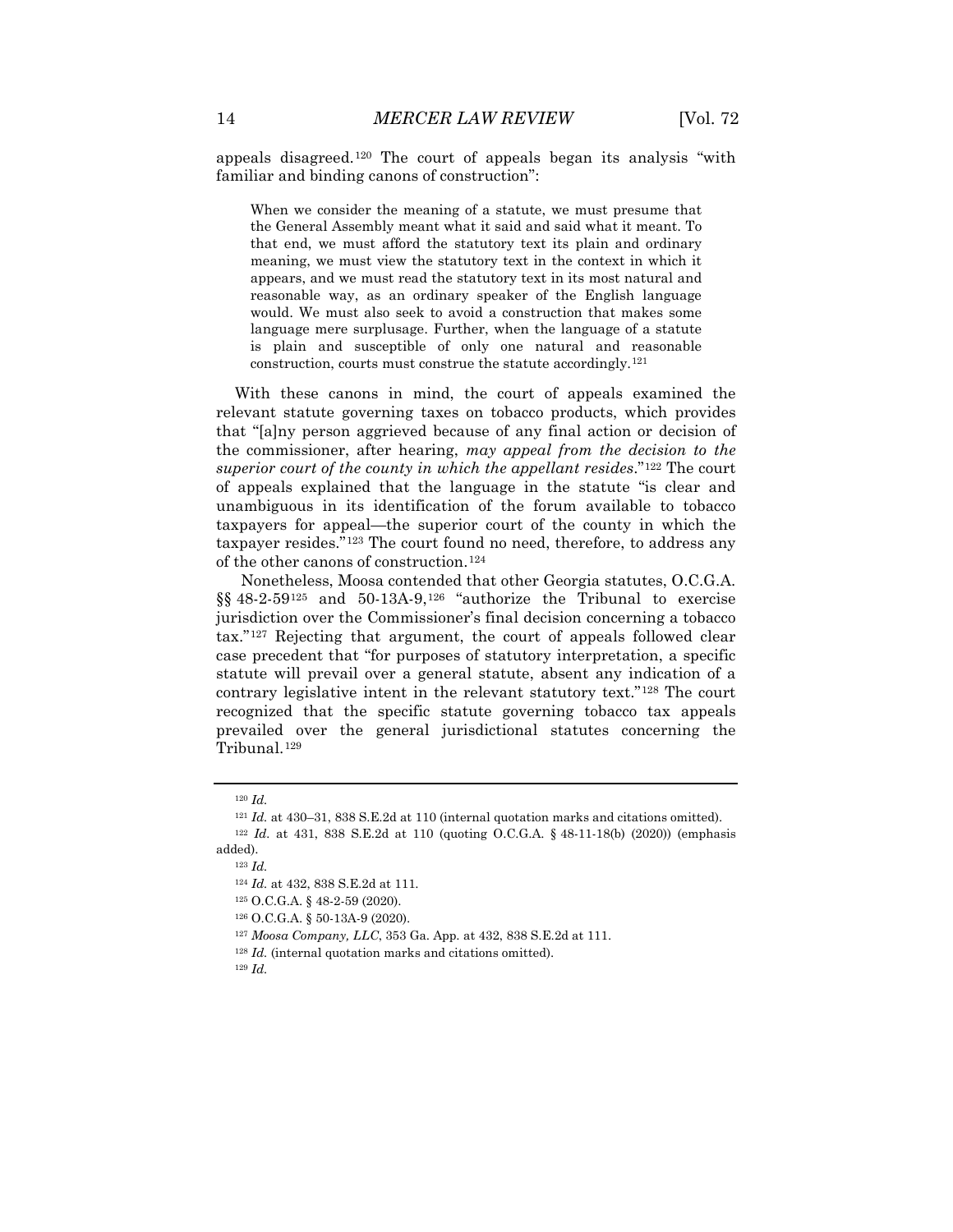appeals disagreed.[120] The court of appeals began its analysis "with familiar and binding canons of construction":

> When we consider the meaning of a statute, we must presume that the General Assembly meant what it said and said what it meant. To that end, we must afford the statutory text its plain and ordinary meaning, we must view the statutory text in the context in which it appears, and we must read the statutory text in its most natural and reasonable way, as an ordinary speaker of the English language would. We must also seek to avoid a construction that makes some language mere surplusage. Further, when the language of a statute is plain and susceptible of only one natural and reasonable construction, courts must construe the statute accordingly.[121]

With these canons in mind, the court of appeals examined the relevant statute governing taxes on tobacco products, which provides that "[a]ny person aggrieved because of any final action or decision of the commissioner, after hearing, *may appeal from the decision to the superior court of the county in which the appellant resides*."[122] The court of appeals explained that the language in the statute "is clear and unambiguous in its identification of the forum available to tobacco taxpayers for appeal—the superior court of the county in which the taxpayer resides."[123] The court found no need, therefore, to address any of the other canons of construction.[124]

Nonetheless, Moosa contended that other Georgia statutes, O.C.G.A. §§ 48-2-59[125] and 50-13A-9,[126] "authorize the Tribunal to exercise jurisdiction over the Commissioner's final decision concerning a tobacco tax."[127] Rejecting that argument, the court of appeals followed clear case precedent that "for purposes of statutory interpretation, a specific statute will prevail over a general statute, absent any indication of a contrary legislative intent in the relevant statutory text."[128] The court recognized that the specific statute governing tobacco tax appeals prevailed over the general jurisdictional statutes concerning the Tribunal.[129]

---

[120] *Id.*

[121] *Id.* at 430–31, 838 S.E.2d at 110 (internal quotation marks and citations omitted).

[122] *Id.* at 431, 838 S.E.2d at 110 (quoting O.C.G.A. § 48-11-18(b) (2020)) (emphasis added).

[123] *Id.*

[124] *Id.* at 432, 838 S.E.2d at 111.

[125] O.C.G.A. § 48-2-59 (2020).

[126] O.C.G.A. § 50-13A-9 (2020).

[127] *Moosa Company, LLC*, 353 Ga. App. at 432, 838 S.E.2d at 111.

[128] *Id.* (internal quotation marks and citations omitted).

[129] *Id.*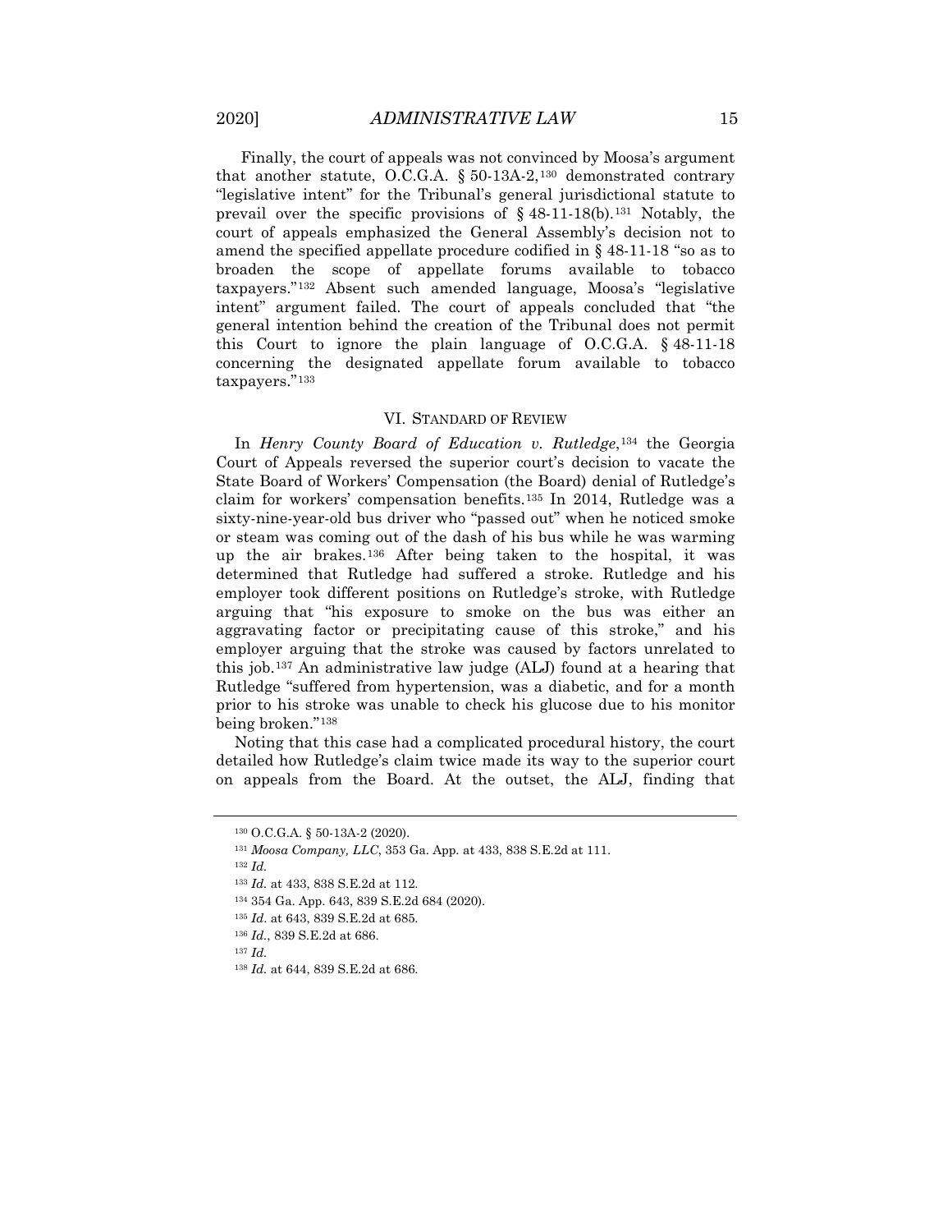Finally, the court of appeals was not convinced by Moosa's argument that another statute, O.C.G.A. § 50-13A-2,[130] demonstrated contrary "legislative intent" for the Tribunal's general jurisdictional statute to prevail over the specific provisions of § 48-11-18(b).[131] Notably, the court of appeals emphasized the General Assembly's decision not to amend the specified appellate procedure codified in § 48-11-18 "so as to broaden the scope of appellate forums available to tobacco taxpayers."[132] Absent such amended language, Moosa's "legislative intent" argument failed. The court of appeals concluded that "the general intention behind the creation of the Tribunal does not permit this Court to ignore the plain language of O.C.G.A. § 48-11-18 concerning the designated appellate forum available to tobacco taxpayers."[133]

## VI. STANDARD OF REVIEW

In *Henry County Board of Education v. Rutledge*,[134] the Georgia Court of Appeals reversed the superior court's decision to vacate the State Board of Workers' Compensation (the Board) denial of Rutledge's claim for workers' compensation benefits.[135] In 2014, Rutledge was a sixty-nine-year-old bus driver who "passed out" when he noticed smoke or steam was coming out of the dash of his bus while he was warming up the air brakes.[136] After being taken to the hospital, it was determined that Rutledge had suffered a stroke. Rutledge and his employer took different positions on Rutledge's stroke, with Rutledge arguing that "his exposure to smoke on the bus was either an aggravating factor or precipitating cause of this stroke," and his employer arguing that the stroke was caused by factors unrelated to this job.[137] An administrative law judge (ALJ) found at a hearing that Rutledge "suffered from hypertension, was a diabetic, and for a month prior to his stroke was unable to check his glucose due to his monitor being broken."[138]

Noting that this case had a complicated procedural history, the court detailed how Rutledge's claim twice made its way to the superior court on appeals from the Board. At the outset, the ALJ, finding that

---

[130] O.C.G.A. § 50-13A-2 (2020).

[131] *Moosa Company, LLC*, 353 Ga. App. at 433, 838 S.E.2d at 111.

[132] *Id.*

[133] *Id.* at 433, 838 S.E.2d at 112.

[134] 354 Ga. App. 643, 839 S.E.2d 684 (2020).

[135] *Id*. at 643, 839 S.E.2d at 685.

[136] *Id.*, 839 S.E.2d at 686.

[137] *Id.*

[138] *Id.* at 644, 839 S.E.2d at 686.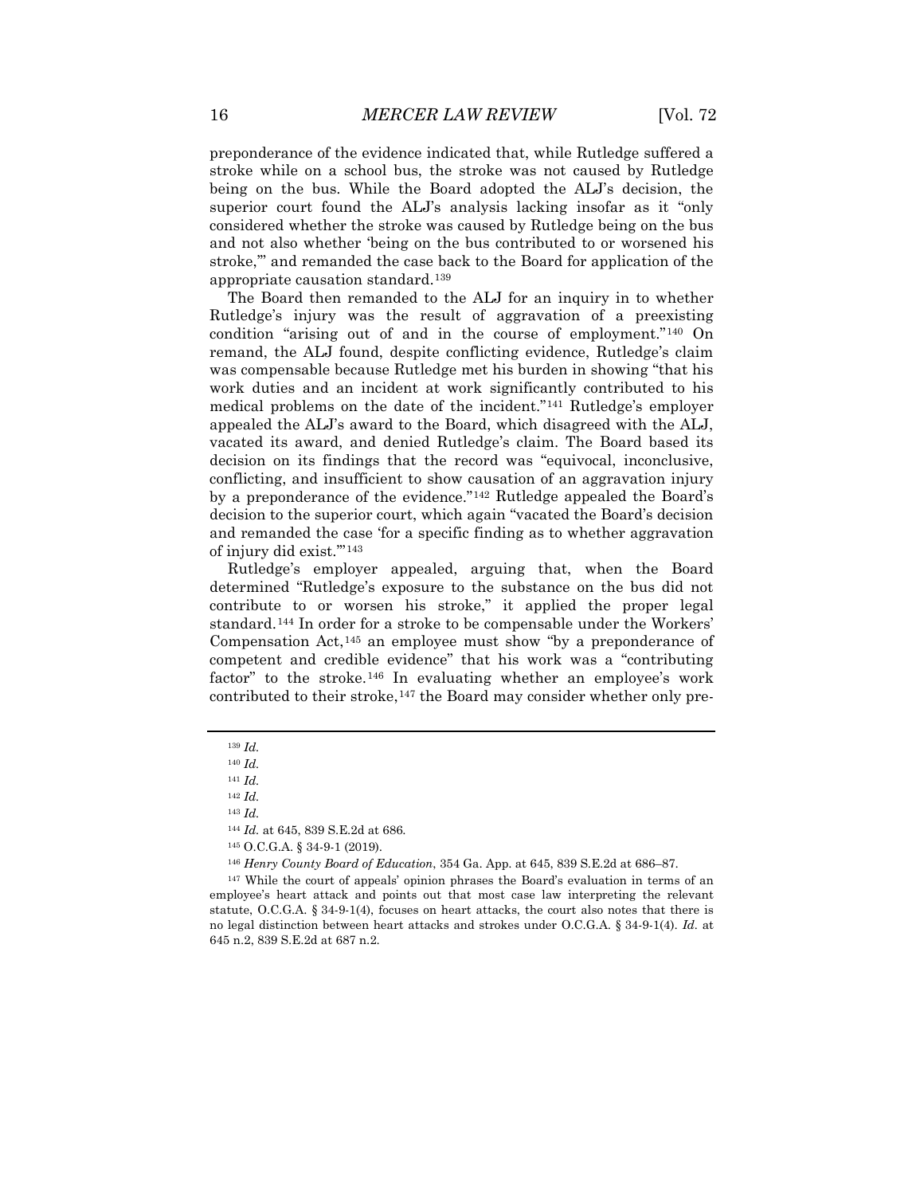preponderance of the evidence indicated that, while Rutledge suffered a stroke while on a school bus, the stroke was not caused by Rutledge being on the bus. While the Board adopted the ALJ's decision, the superior court found the ALJ's analysis lacking insofar as it "only considered whether the stroke was caused by Rutledge being on the bus and not also whether 'being on the bus contributed to or worsened his stroke,'" and remanded the case back to the Board for application of the appropriate causation standard.[139]

The Board then remanded to the ALJ for an inquiry in to whether Rutledge's injury was the result of aggravation of a preexisting condition "arising out of and in the course of employment."[140] On remand, the ALJ found, despite conflicting evidence, Rutledge's claim was compensable because Rutledge met his burden in showing "that his work duties and an incident at work significantly contributed to his medical problems on the date of the incident."[141] Rutledge's employer appealed the ALJ's award to the Board, which disagreed with the ALJ, vacated its award, and denied Rutledge's claim. The Board based its decision on its findings that the record was "equivocal, inconclusive, conflicting, and insufficient to show causation of an aggravation injury by a preponderance of the evidence."[142] Rutledge appealed the Board's decision to the superior court, which again "vacated the Board's decision and remanded the case 'for a specific finding as to whether aggravation of injury did exist.'"[143]

Rutledge's employer appealed, arguing that, when the Board determined "Rutledge's exposure to the substance on the bus did not contribute to or worsen his stroke," it applied the proper legal standard.[144] In order for a stroke to be compensable under the Workers' Compensation Act,[145] an employee must show "by a preponderance of competent and credible evidence" that his work was a "contributing factor" to the stroke.[146] In evaluating whether an employee's work contributed to their stroke,[147] the Board may consider whether only pre-

---

[139] *Id.*

[140] *Id.*

[141] *Id.*

[142] *Id.*

[143] *Id.*

[144] *Id.* at 645, 839 S.E.2d at 686.

[145] O.C.G.A. § 34-9-1 (2019).

[146] *Henry County Board of Education*, 354 Ga. App. at 645, 839 S.E.2d at 686–87.

[147] While the court of appeals' opinion phrases the Board's evaluation in terms of an employee's heart attack and points out that most case law interpreting the relevant statute, O.C.G.A. § 34-9-1(4), focuses on heart attacks, the court also notes that there is no legal distinction between heart attacks and strokes under O.C.G.A. § 34-9-1(4). *Id.* at 645 n.2, 839 S.E.2d at 687 n.2.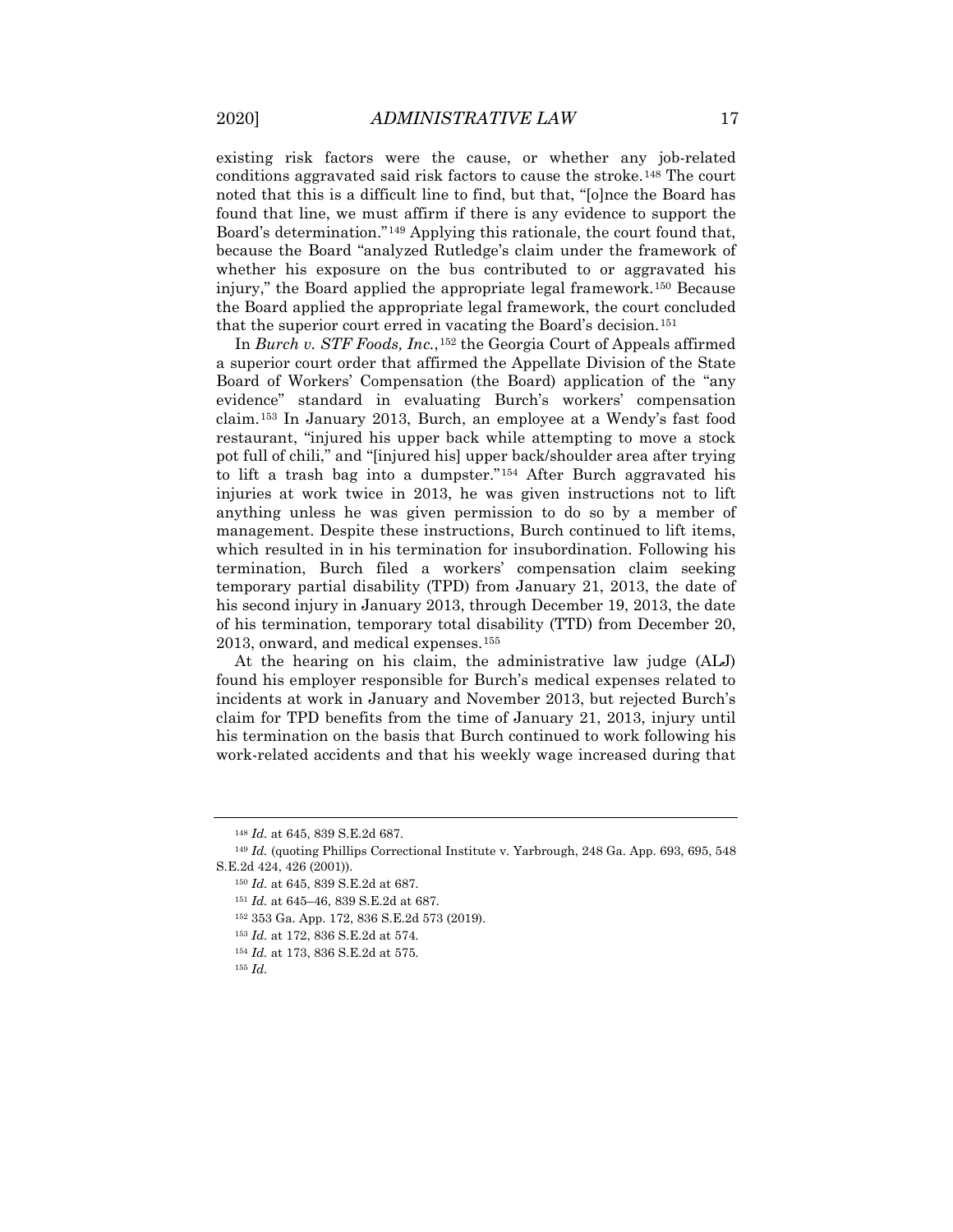existing risk factors were the cause, or whether any job-related conditions aggravated said risk factors to cause the stroke.[148] The court noted that this is a difficult line to find, but that, "[o]nce the Board has found that line, we must affirm if there is any evidence to support the Board's determination."[149] Applying this rationale, the court found that, because the Board "analyzed Rutledge's claim under the framework of whether his exposure on the bus contributed to or aggravated his injury," the Board applied the appropriate legal framework.[150] Because the Board applied the appropriate legal framework, the court concluded that the superior court erred in vacating the Board's decision.[151]

In *Burch v. STF Foods, Inc.*,[152] the Georgia Court of Appeals affirmed a superior court order that affirmed the Appellate Division of the State Board of Workers' Compensation (the Board) application of the "any evidence" standard in evaluating Burch's workers' compensation claim.[153] In January 2013, Burch, an employee at a Wendy's fast food restaurant, "injured his upper back while attempting to move a stock pot full of chili," and "[injured his] upper back/shoulder area after trying to lift a trash bag into a dumpster."[154] After Burch aggravated his injuries at work twice in 2013, he was given instructions not to lift anything unless he was given permission to do so by a member of management. Despite these instructions, Burch continued to lift items, which resulted in in his termination for insubordination. Following his termination, Burch filed a workers' compensation claim seeking temporary partial disability (TPD) from January 21, 2013, the date of his second injury in January 2013, through December 19, 2013, the date of his termination, temporary total disability (TTD) from December 20, 2013, onward, and medical expenses.[155]

At the hearing on his claim, the administrative law judge (ALJ) found his employer responsible for Burch's medical expenses related to incidents at work in January and November 2013, but rejected Burch's claim for TPD benefits from the time of January 21, 2013, injury until his termination on the basis that Burch continued to work following his work-related accidents and that his weekly wage increased during that

---

[148] *Id.* at 645, 839 S.E.2d 687.

[149] *Id.* (quoting Phillips Correctional Institute v. Yarbrough, 248 Ga. App. 693, 695, 548 S.E.2d 424, 426 (2001)).

[150] *Id.* at 645, 839 S.E.2d at 687.

[151] *Id.* at 645–46, 839 S.E.2d at 687.

[152] 353 Ga. App. 172, 836 S.E.2d 573 (2019).

[153] *Id.* at 172, 836 S.E.2d at 574.

[154] *Id.* at 173, 836 S.E.2d at 575.

[155] *Id.*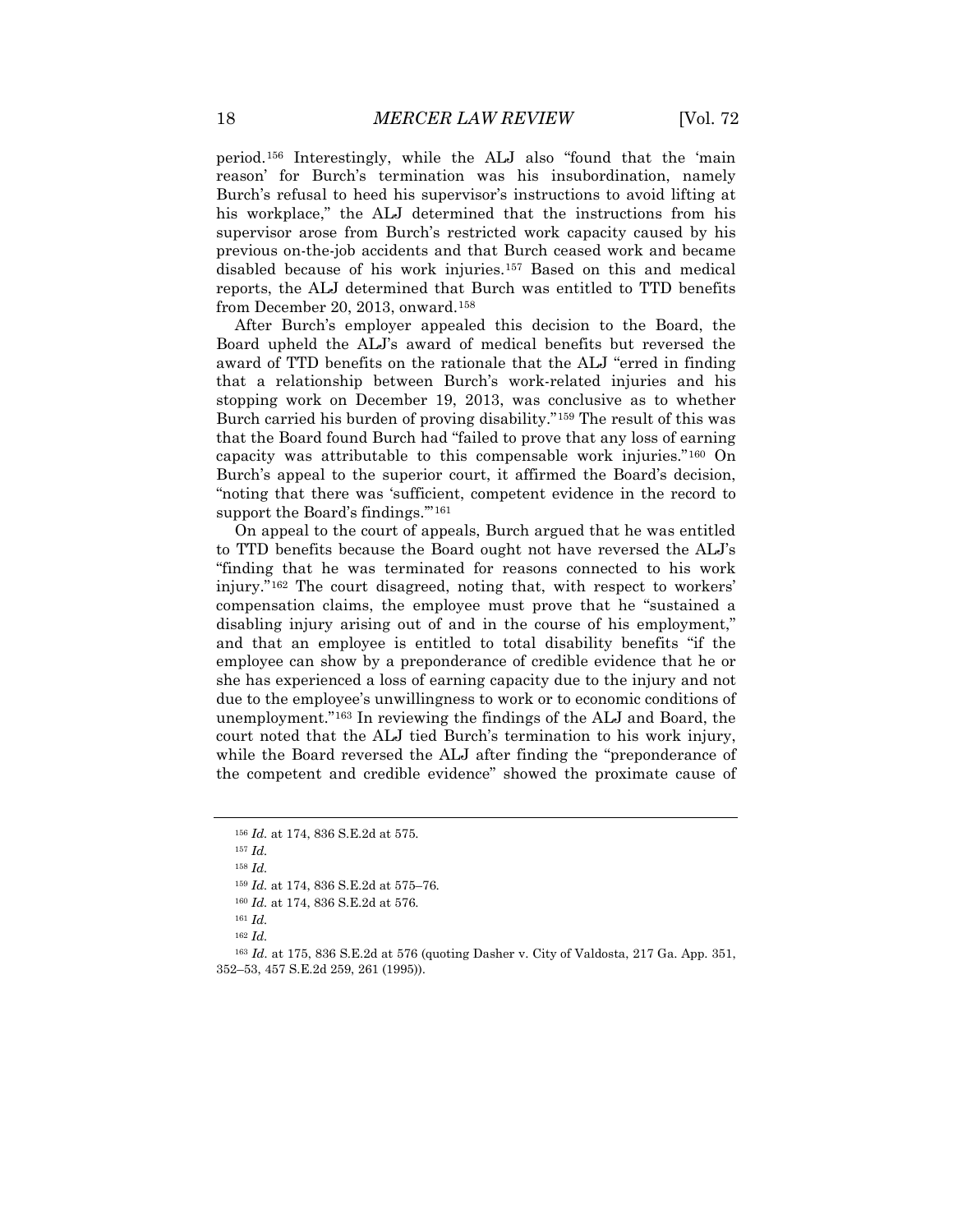period.[156] Interestingly, while the ALJ also "found that the 'main reason' for Burch's termination was his insubordination, namely Burch's refusal to heed his supervisor's instructions to avoid lifting at his workplace," the ALJ determined that the instructions from his supervisor arose from Burch's restricted work capacity caused by his previous on-the-job accidents and that Burch ceased work and became disabled because of his work injuries.[157] Based on this and medical reports, the ALJ determined that Burch was entitled to TTD benefits from December 20, 2013, onward.[158]

After Burch's employer appealed this decision to the Board, the Board upheld the ALJ's award of medical benefits but reversed the award of TTD benefits on the rationale that the ALJ "erred in finding that a relationship between Burch's work-related injuries and his stopping work on December 19, 2013, was conclusive as to whether Burch carried his burden of proving disability."[159] The result of this was that the Board found Burch had "failed to prove that any loss of earning capacity was attributable to this compensable work injuries."[160] On Burch's appeal to the superior court, it affirmed the Board's decision, "noting that there was 'sufficient, competent evidence in the record to support the Board's findings.'"[161]

On appeal to the court of appeals, Burch argued that he was entitled to TTD benefits because the Board ought not have reversed the ALJ's "finding that he was terminated for reasons connected to his work injury."[162] The court disagreed, noting that, with respect to workers' compensation claims, the employee must prove that he "sustained a disabling injury arising out of and in the course of his employment," and that an employee is entitled to total disability benefits "if the employee can show by a preponderance of credible evidence that he or she has experienced a loss of earning capacity due to the injury and not due to the employee's unwillingness to work or to economic conditions of unemployment."[163] In reviewing the findings of the ALJ and Board, the court noted that the ALJ tied Burch's termination to his work injury, while the Board reversed the ALJ after finding the "preponderance of the competent and credible evidence" showed the proximate cause of

---

[156] *Id.* at 174, 836 S.E.2d at 575.

[157] *Id.*

[158] *Id.*

[159] *Id.* at 174, 836 S.E.2d at 575–76.

[160] *Id.* at 174, 836 S.E.2d at 576.

[161] *Id.*

[162] *Id.*

[163] *Id.* at 175, 836 S.E.2d at 576 (quoting Dasher v. City of Valdosta, 217 Ga. App. 351, 352–53, 457 S.E.2d 259, 261 (1995)).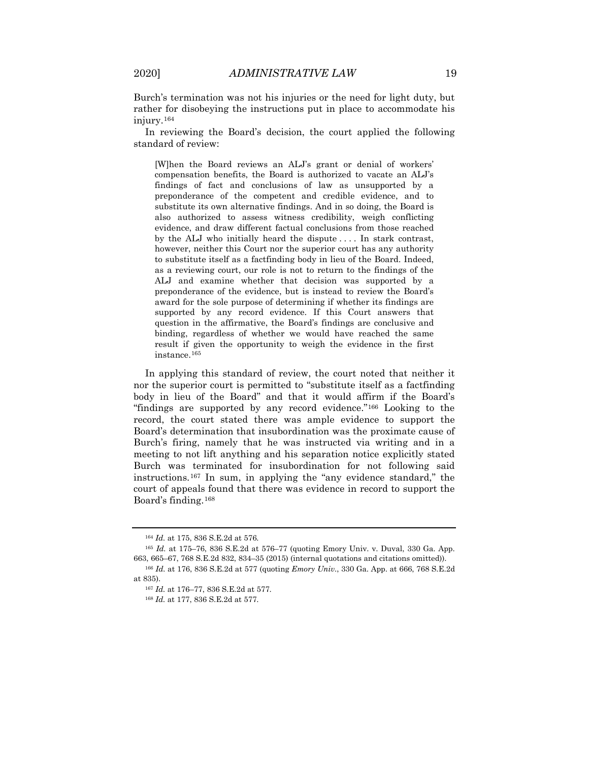Burch's termination was not his injuries or the need for light duty, but rather for disobeying the instructions put in place to accommodate his injury.[164]

In reviewing the Board's decision, the court applied the following standard of review:

> [W]hen the Board reviews an ALJ's grant or denial of workers' compensation benefits, the Board is authorized to vacate an ALJ's findings of fact and conclusions of law as unsupported by a preponderance of the competent and credible evidence, and to substitute its own alternative findings. And in so doing, the Board is also authorized to assess witness credibility, weigh conflicting evidence, and draw different factual conclusions from those reached by the ALJ who initially heard the dispute . . . . In stark contrast, however, neither this Court nor the superior court has any authority to substitute itself as a factfinding body in lieu of the Board. Indeed, as a reviewing court, our role is not to return to the findings of the ALJ and examine whether that decision was supported by a preponderance of the evidence, but is instead to review the Board's award for the sole purpose of determining if whether its findings are supported by any record evidence. If this Court answers that question in the affirmative, the Board's findings are conclusive and binding, regardless of whether we would have reached the same result if given the opportunity to weigh the evidence in the first instance.[165]

In applying this standard of review, the court noted that neither it nor the superior court is permitted to "substitute itself as a factfinding body in lieu of the Board" and that it would affirm if the Board's "findings are supported by any record evidence."[166] Looking to the record, the court stated there was ample evidence to support the Board's determination that insubordination was the proximate cause of Burch's firing, namely that he was instructed via writing and in a meeting to not lift anything and his separation notice explicitly stated Burch was terminated for insubordination for not following said instructions.[167] In sum, in applying the "any evidence standard," the court of appeals found that there was evidence in record to support the Board's finding.[168]

---

[164] *Id.* at 175, 836 S.E.2d at 576.

[165] *Id.* at 175–76, 836 S.E.2d at 576–77 (quoting Emory Univ. v. Duval, 330 Ga. App. 663, 665–67, 768 S.E.2d 832, 834–35 (2015) (internal quotations and citations omitted)).

[166] *Id.* at 176, 836 S.E.2d at 577 (quoting *Emory Univ.*, 330 Ga. App. at 666, 768 S.E.2d at 835).

[167] *Id.* at 176–77, 836 S.E.2d at 577.

[168] *Id.* at 177, 836 S.E.2d at 577.